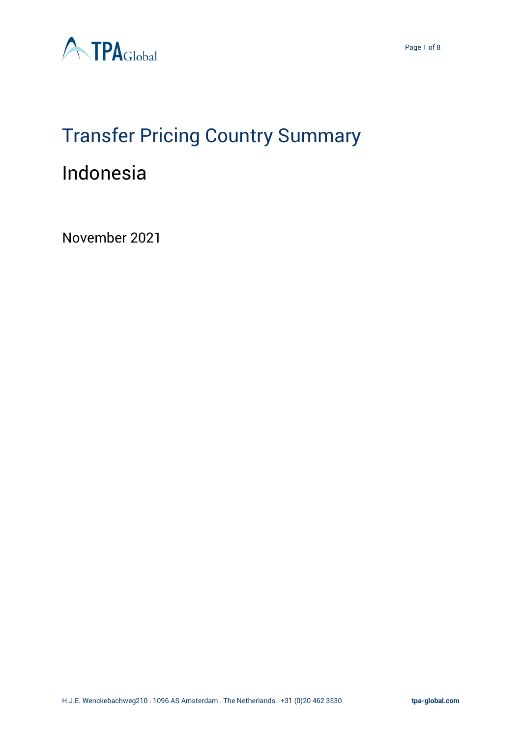# Transfer Pricing Country Summary

## Indonesia

November 2021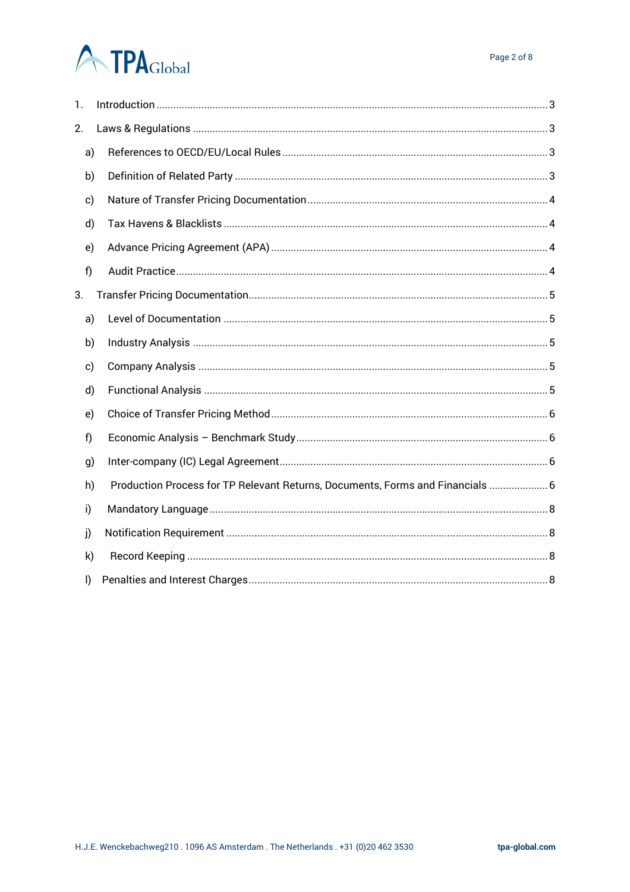1. Introduction ... 3
2. Laws & Regulations ... 3
   - a) References to OECD/EU/Local Rules ... 3
   - b) Definition of Related Party ... 3
   - c) Nature of Transfer Pricing Documentation ... 4
   - d) Tax Havens & Blacklists ... 4
   - e) Advance Pricing Agreement (APA) ... 4
   - f) Audit Practice ... 4
3. Transfer Pricing Documentation ... 5
   - a) Level of Documentation ... 5
   - b) Industry Analysis ... 5
   - c) Company Analysis ... 5
   - d) Functional Analysis ... 5
   - e) Choice of Transfer Pricing Method ... 6
   - f) Economic Analysis – Benchmark Study ... 6
   - g) Inter-company (IC) Legal Agreement ... 6
   - h) Production Process for TP Relevant Returns, Documents, Forms and Financials ... 6
   - i) Mandatory Language ... 8
   - j) Notification Requirement ... 8
   - k) Record Keeping ... 8
   - l) Penalties and Interest Charges ... 8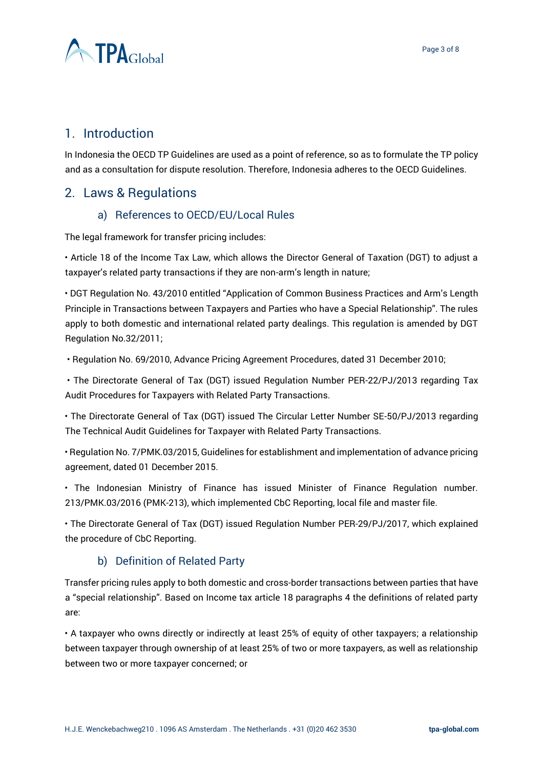## 1. Introduction

In Indonesia the OECD TP Guidelines are used as a point of reference, so as to formulate the TP policy and as a consultation for dispute resolution. Therefore, Indonesia adheres to the OECD Guidelines.

## 2. Laws & Regulations

### a) References to OECD/EU/Local Rules

The legal framework for transfer pricing includes:

• Article 18 of the Income Tax Law, which allows the Director General of Taxation (DGT) to adjust a taxpayer's related party transactions if they are non-arm's length in nature;

• DGT Regulation No. 43/2010 entitled "Application of Common Business Practices and Arm's Length Principle in Transactions between Taxpayers and Parties who have a Special Relationship". The rules apply to both domestic and international related party dealings. This regulation is amended by DGT Regulation No.32/2011;

• Regulation No. 69/2010, Advance Pricing Agreement Procedures, dated 31 December 2010;

• The Directorate General of Tax (DGT) issued Regulation Number PER-22/PJ/2013 regarding Tax Audit Procedures for Taxpayers with Related Party Transactions.

• The Directorate General of Tax (DGT) issued The Circular Letter Number SE-50/PJ/2013 regarding The Technical Audit Guidelines for Taxpayer with Related Party Transactions.

• Regulation No. 7/PMK.03/2015, Guidelines for establishment and implementation of advance pricing agreement, dated 01 December 2015.

• The Indonesian Ministry of Finance has issued Minister of Finance Regulation number. 213/PMK.03/2016 (PMK-213), which implemented CbC Reporting, local file and master file.

• The Directorate General of Tax (DGT) issued Regulation Number PER-29/PJ/2017, which explained the procedure of CbC Reporting.

### b) Definition of Related Party

Transfer pricing rules apply to both domestic and cross-border transactions between parties that have a "special relationship". Based on Income tax article 18 paragraphs 4 the definitions of related party are:

• A taxpayer who owns directly or indirectly at least 25% of equity of other taxpayers; a relationship between taxpayer through ownership of at least 25% of two or more taxpayers, as well as relationship between two or more taxpayer concerned; or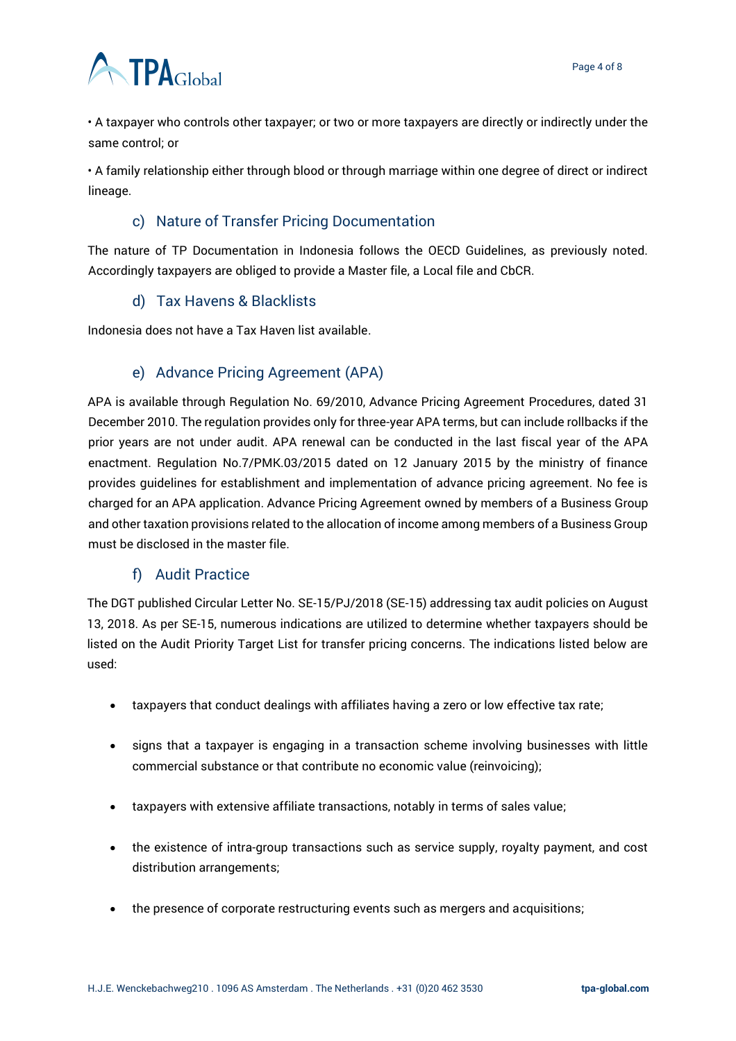• A taxpayer who controls other taxpayer; or two or more taxpayers are directly or indirectly under the same control; or

• A family relationship either through blood or through marriage within one degree of direct or indirect lineage.

### c) Nature of Transfer Pricing Documentation

The nature of TP Documentation in Indonesia follows the OECD Guidelines, as previously noted. Accordingly taxpayers are obliged to provide a Master file, a Local file and CbCR.

### d) Tax Havens & Blacklists

Indonesia does not have a Tax Haven list available.

### e) Advance Pricing Agreement (APA)

APA is available through Regulation No. 69/2010, Advance Pricing Agreement Procedures, dated 31 December 2010. The regulation provides only for three-year APA terms, but can include rollbacks if the prior years are not under audit. APA renewal can be conducted in the last fiscal year of the APA enactment. Regulation No.7/PMK.03/2015 dated on 12 January 2015 by the ministry of finance provides guidelines for establishment and implementation of advance pricing agreement. No fee is charged for an APA application. Advance Pricing Agreement owned by members of a Business Group and other taxation provisions related to the allocation of income among members of a Business Group must be disclosed in the master file.

### f) Audit Practice

The DGT published Circular Letter No. SE-15/PJ/2018 (SE-15) addressing tax audit policies on August 13, 2018. As per SE-15, numerous indications are utilized to determine whether taxpayers should be listed on the Audit Priority Target List for transfer pricing concerns. The indications listed below are used:

- taxpayers that conduct dealings with affiliates having a zero or low effective tax rate;
- signs that a taxpayer is engaging in a transaction scheme involving businesses with little commercial substance or that contribute no economic value (reinvoicing);
- taxpayers with extensive affiliate transactions, notably in terms of sales value;
- the existence of intra-group transactions such as service supply, royalty payment, and cost distribution arrangements;
- the presence of corporate restructuring events such as mergers and acquisitions;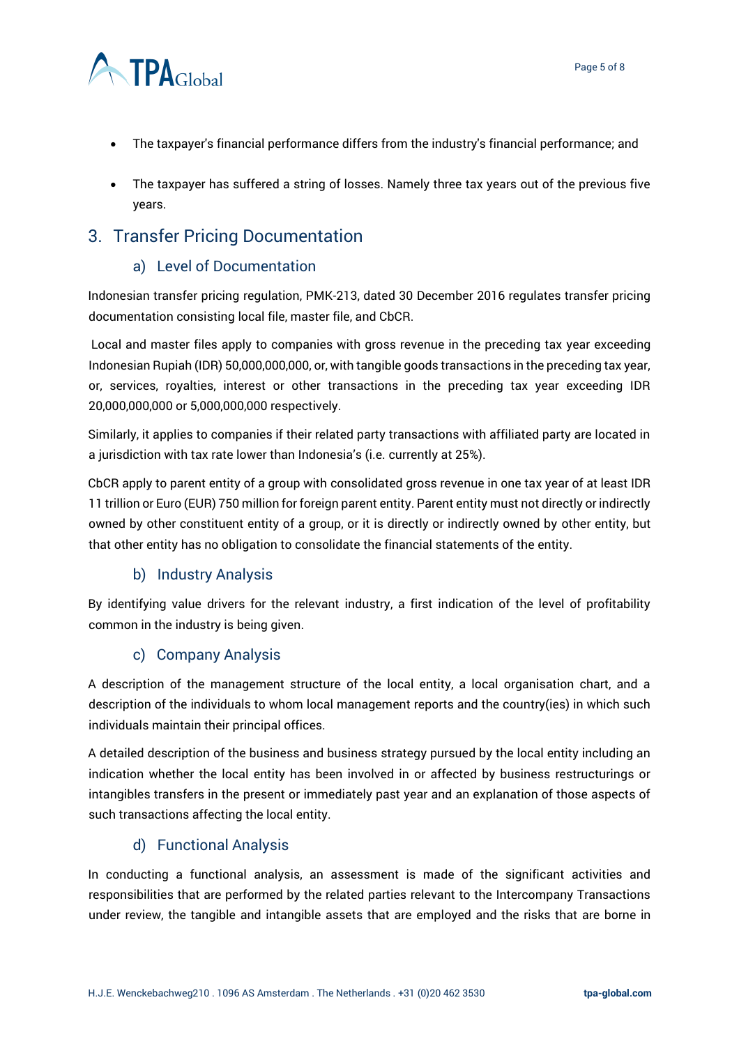- The taxpayer's financial performance differs from the industry's financial performance; and
- The taxpayer has suffered a string of losses. Namely three tax years out of the previous five years.

## 3. Transfer Pricing Documentation

### a) Level of Documentation

Indonesian transfer pricing regulation, PMK-213, dated 30 December 2016 regulates transfer pricing documentation consisting local file, master file, and CbCR.

Local and master files apply to companies with gross revenue in the preceding tax year exceeding Indonesian Rupiah (IDR) 50,000,000,000, or, with tangible goods transactions in the preceding tax year, or, services, royalties, interest or other transactions in the preceding tax year exceeding IDR 20,000,000,000 or 5,000,000,000 respectively.

Similarly, it applies to companies if their related party transactions with affiliated party are located in a jurisdiction with tax rate lower than Indonesia's (i.e. currently at 25%).

CbCR apply to parent entity of a group with consolidated gross revenue in one tax year of at least IDR 11 trillion or Euro (EUR) 750 million for foreign parent entity. Parent entity must not directly or indirectly owned by other constituent entity of a group, or it is directly or indirectly owned by other entity, but that other entity has no obligation to consolidate the financial statements of the entity.

### b) Industry Analysis

By identifying value drivers for the relevant industry, a first indication of the level of profitability common in the industry is being given.

### c) Company Analysis

A description of the management structure of the local entity, a local organisation chart, and a description of the individuals to whom local management reports and the country(ies) in which such individuals maintain their principal offices.

A detailed description of the business and business strategy pursued by the local entity including an indication whether the local entity has been involved in or affected by business restructurings or intangibles transfers in the present or immediately past year and an explanation of those aspects of such transactions affecting the local entity.

### d) Functional Analysis

In conducting a functional analysis, an assessment is made of the significant activities and responsibilities that are performed by the related parties relevant to the Intercompany Transactions under review, the tangible and intangible assets that are employed and the risks that are borne in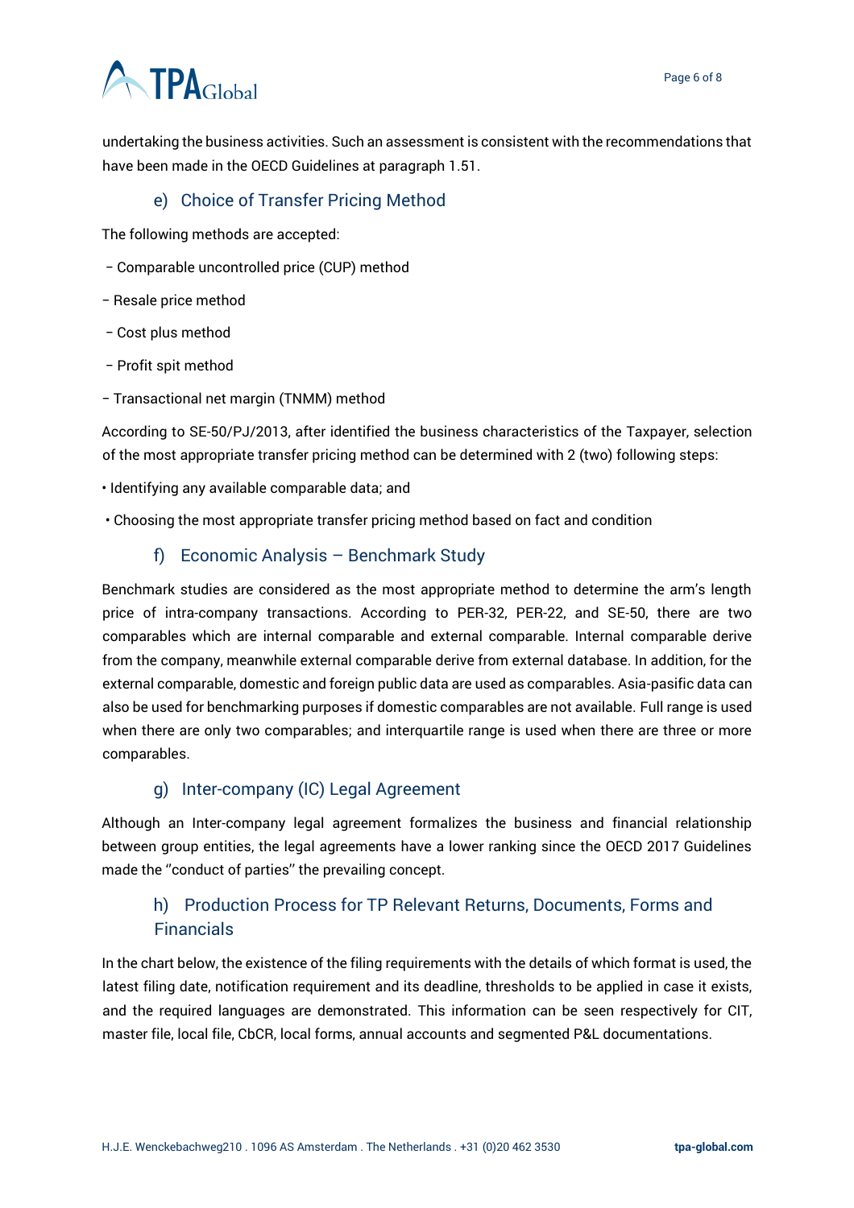undertaking the business activities. Such an assessment is consistent with the recommendations that have been made in the OECD Guidelines at paragraph 1.51.

### e) Choice of Transfer Pricing Method

The following methods are accepted:

– Comparable uncontrolled price (CUP) method

– Resale price method

– Cost plus method

– Profit spit method

– Transactional net margin (TNMM) method

According to SE-50/PJ/2013, after identified the business characteristics of the Taxpayer, selection of the most appropriate transfer pricing method can be determined with 2 (two) following steps:

- Identifying any available comparable data; and
- Choosing the most appropriate transfer pricing method based on fact and condition

### f) Economic Analysis – Benchmark Study

Benchmark studies are considered as the most appropriate method to determine the arm's length price of intra-company transactions. According to PER-32, PER-22, and SE-50, there are two comparables which are internal comparable and external comparable. Internal comparable derive from the company, meanwhile external comparable derive from external database. In addition, for the external comparable, domestic and foreign public data are used as comparables. Asia-pasific data can also be used for benchmarking purposes if domestic comparables are not available. Full range is used when there are only two comparables; and interquartile range is used when there are three or more comparables.

### g) Inter-company (IC) Legal Agreement

Although an Inter-company legal agreement formalizes the business and financial relationship between group entities, the legal agreements have a lower ranking since the OECD 2017 Guidelines made the ''conduct of parties'' the prevailing concept.

### h) Production Process for TP Relevant Returns, Documents, Forms and Financials

In the chart below, the existence of the filing requirements with the details of which format is used, the latest filing date, notification requirement and its deadline, thresholds to be applied in case it exists, and the required languages are demonstrated. This information can be seen respectively for CIT, master file, local file, CbCR, local forms, annual accounts and segmented P&L documentations.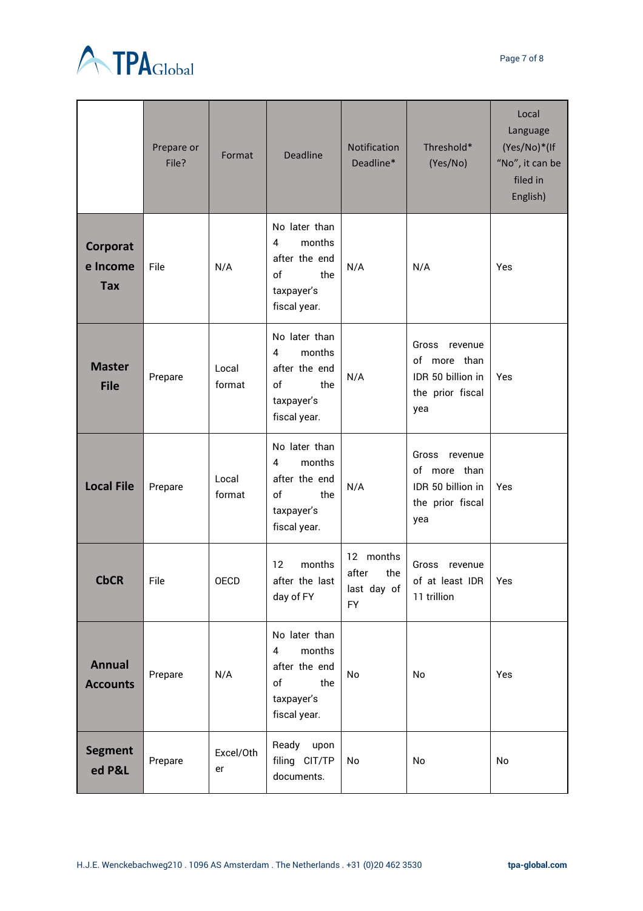| | Prepare or File? | Format | Deadline | Notification Deadline* | Threshold* (Yes/No) | Local Language (Yes/No)*(If "No", it can be filed in English) |
|---|---|---|---|---|---|---|
| **Corporate Income Tax** | File | N/A | No later than 4 months after the end of the taxpayer's fiscal year. | N/A | N/A | Yes |
| **Master File** | Prepare | Local format | No later than 4 months after the end of the taxpayer's fiscal year. | N/A | Gross revenue of more than IDR 50 billion in the prior fiscal yea | Yes |
| **Local File** | Prepare | Local format | No later than 4 months after the end of the taxpayer's fiscal year. | N/A | Gross revenue of more than IDR 50 billion in the prior fiscal yea | Yes |
| **CbCR** | File | OECD | 12 months after the last day of FY | 12 months after the last day of FY | Gross revenue of at least IDR 11 trillion | Yes |
| **Annual Accounts** | Prepare | N/A | No later than 4 months after the end of the taxpayer's fiscal year. | No | No | Yes |
| **Segmented P&L** | Prepare | Excel/Other | Ready upon filing CIT/TP documents. | No | No | No |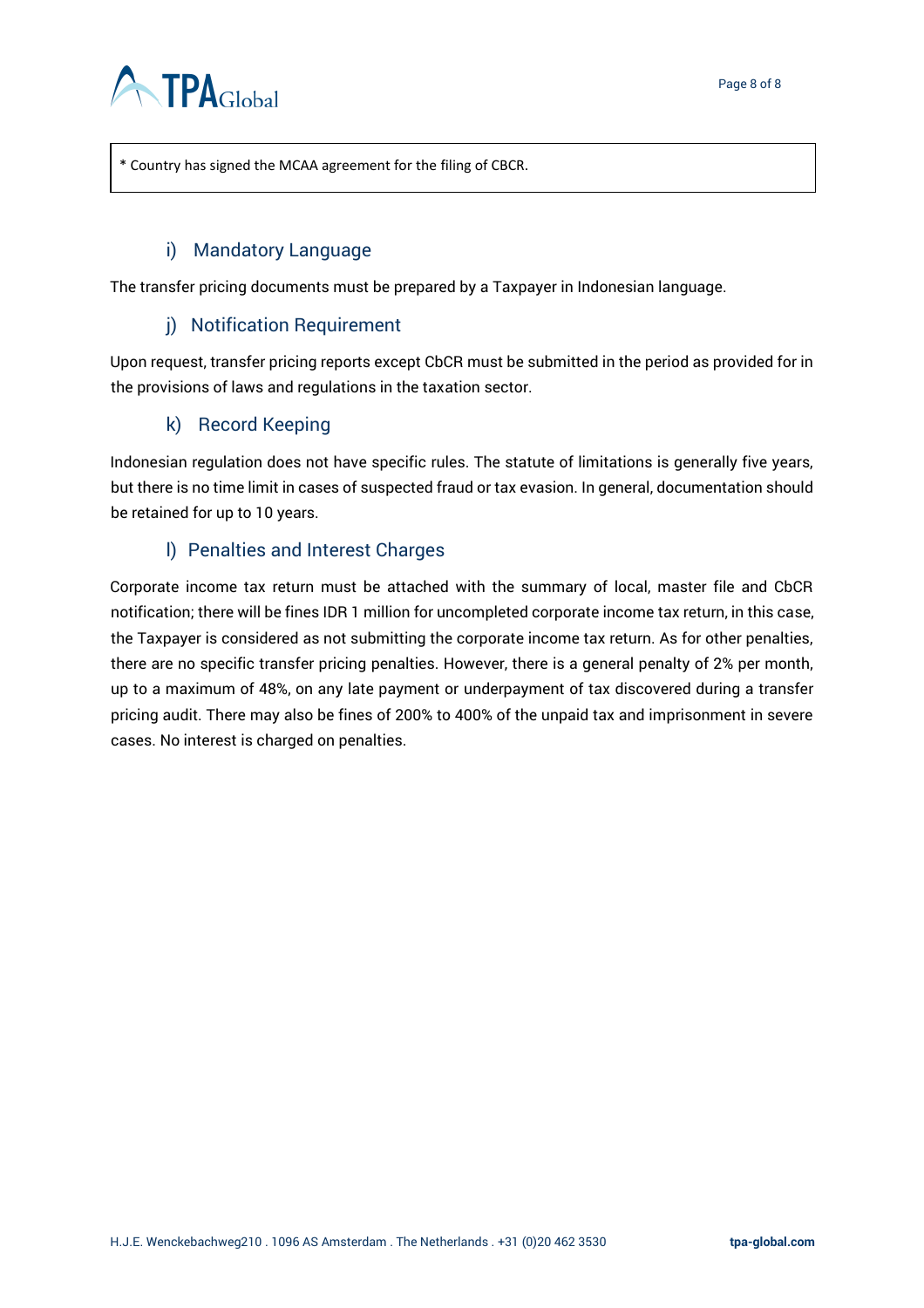* Country has signed the MCAA agreement for the filing of CBCR.

### i) Mandatory Language

The transfer pricing documents must be prepared by a Taxpayer in Indonesian language.

### j) Notification Requirement

Upon request, transfer pricing reports except CbCR must be submitted in the period as provided for in the provisions of laws and regulations in the taxation sector.

### k) Record Keeping

Indonesian regulation does not have specific rules. The statute of limitations is generally five years, but there is no time limit in cases of suspected fraud or tax evasion. In general, documentation should be retained for up to 10 years.

### l) Penalties and Interest Charges

Corporate income tax return must be attached with the summary of local, master file and CbCR notification; there will be fines IDR 1 million for uncompleted corporate income tax return, in this case, the Taxpayer is considered as not submitting the corporate income tax return. As for other penalties, there are no specific transfer pricing penalties. However, there is a general penalty of 2% per month, up to a maximum of 48%, on any late payment or underpayment of tax discovered during a transfer pricing audit. There may also be fines of 200% to 400% of the unpaid tax and imprisonment in severe cases. No interest is charged on penalties.